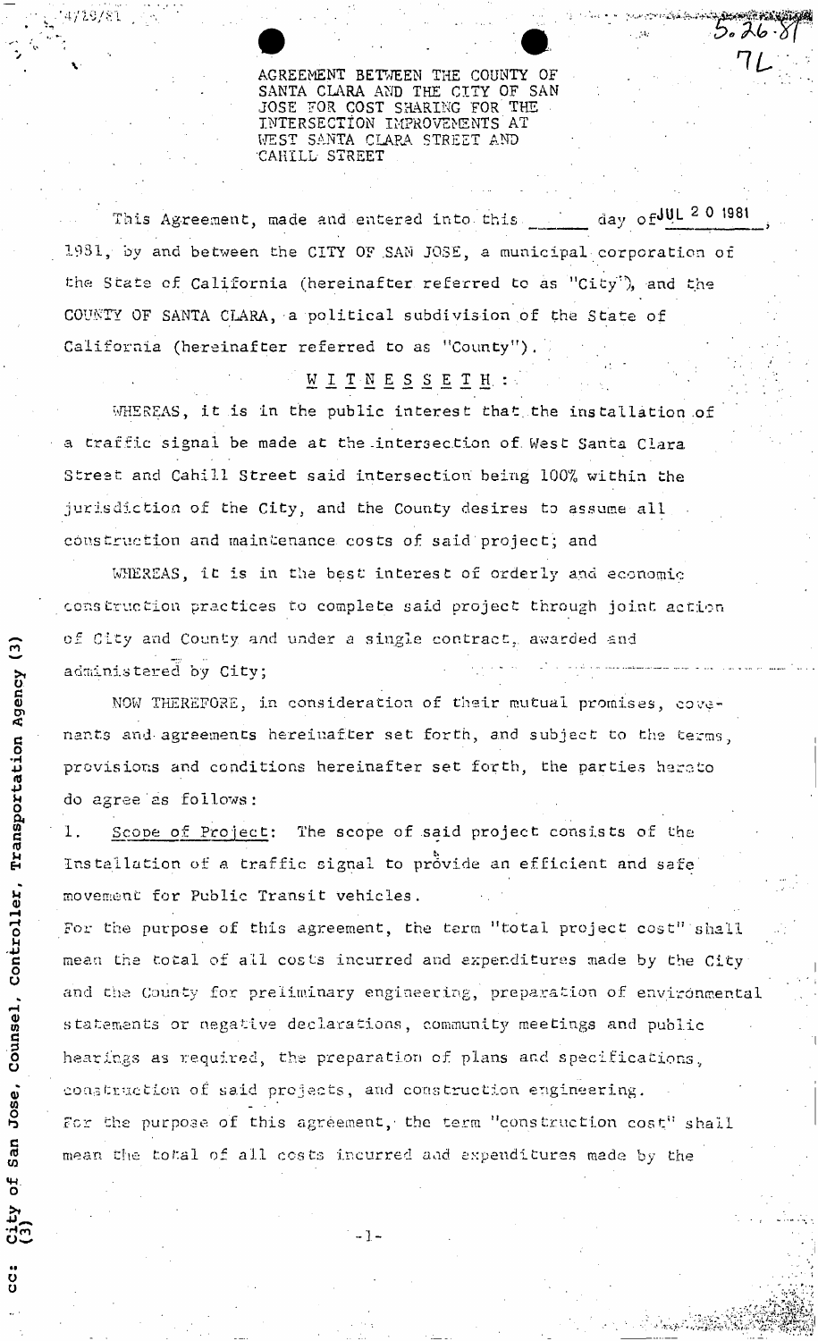AGREEMENT BETWEEN THE COUNTY OF SANTA CLARA AND THE CITY OF SAN JOSE FOR COST SHARING FOR THE INTERSECTION IMPROVEMENTS AT WEST SANTA CLARA STREET AND CAHILL STREET

This Agreement, made and entered into this ______ day of JUL 20 1981, 1981, by and between the CITY OF SAN JOSE, a municipal corporation of the State of California (hereinafter referred to as "City"), and the COUNTY OF SANTA CLARA, a political subdivision of the State of California (hereinafter referred to as "County").

W I T N E S S E T H :

WHEREAS, it is in the public interest that the installation of a traffic signal be made at the intersection of West Santa Clara Street and Cahill Street said intersection being 100% within the jurisdiction of the City, and the County desires to assume all construction and maintenance costs of said project; and

WHEREAS, it is in the best interest of orderly and economic construction practices to complete said project through joint action of City and County and under a single contract, awarded and administered by City;

NOW THEREFORE, in consideration of their mutual promises, covenants and agreements hereinafter set forth, and subject to the terms, provisions and conditions hereinafter set forth, the parties hereto do agree as follows:

1. Scope of Project: The scope of said project consists of the Installation of a traffic signal to provide an efficient and safe movement for Public Transit vehicles.

For the purpose of this agreement, the term "total project cost" shall mean the total of all costs incurred and expenditures made by the City and the County for preliminary engineering, preparation of environmental statements or negative declarations, community meetings and public hearings as required, the preparation of plans and specifications, construction of said projects, and construction engineering.

For the purpose of this agreement, the term "construction cost" shall mean the total of all costs incurred and expenditures made by the

cc: City of San Jose, Counsel, Controller, Transportation Agency (3) (3)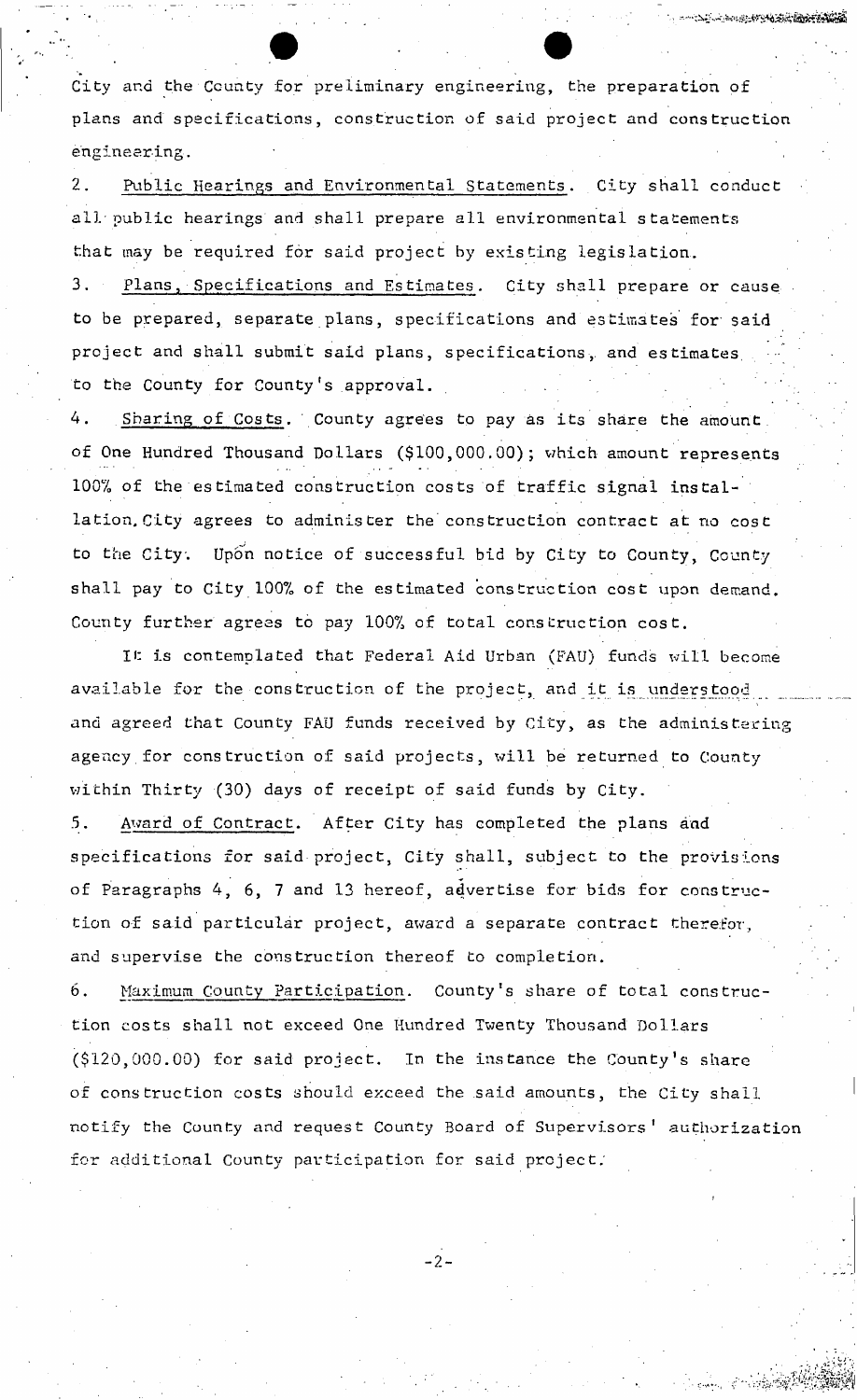City and the County for preliminary engineering, the preparation of plans and specifications, construction of said project and construction engineering.

2. Public Hearings and Environmental Statements. City shall conduct all public hearings and shall prepare all environmental statements that may be required for said project by existing legislation.

3. Plans, Specifications and Estimates. City shall prepare or cause to be prepared, separate plans, specifications and estimates for said project and shall submit said plans, specifications, and estimates to the County for County's approval.

4. Sharing of Costs. County agrees to pay as its share the amount of One Hundred Thousand Dollars ($100,000.00); which amount represents 100% of the estimated construction costs of traffic signal installation. City agrees to administer the construction contract at no cost to the City. Upon notice of successful bid by City to County, County shall pay to City 100% of the estimated construction cost upon demand. County further agrees to pay 100% of total construction cost.

It is contemplated that Federal Aid Urban (FAU) funds will become available for the construction of the project, and it is understood and agreed that County FAU funds received by City, as the administering agency for construction of said projects, will be returned to County within Thirty (30) days of receipt of said funds by City.

5. Award of Contract. After City has completed the plans and specifications for said project, City shall, subject to the provisions of Paragraphs 4, 6, 7 and 13 hereof, advertise for bids for construction of said particular project, award a separate contract therefor, and supervise the construction thereof to completion.

6. Maximum County Participation. County's share of total construction costs shall not exceed One Hundred Twenty Thousand Dollars ($120,000.00) for said project. In the instance the County's share of construction costs should exceed the said amounts, the City shall notify the County and request County Board of Supervisors' authorization for additional County participation for said project.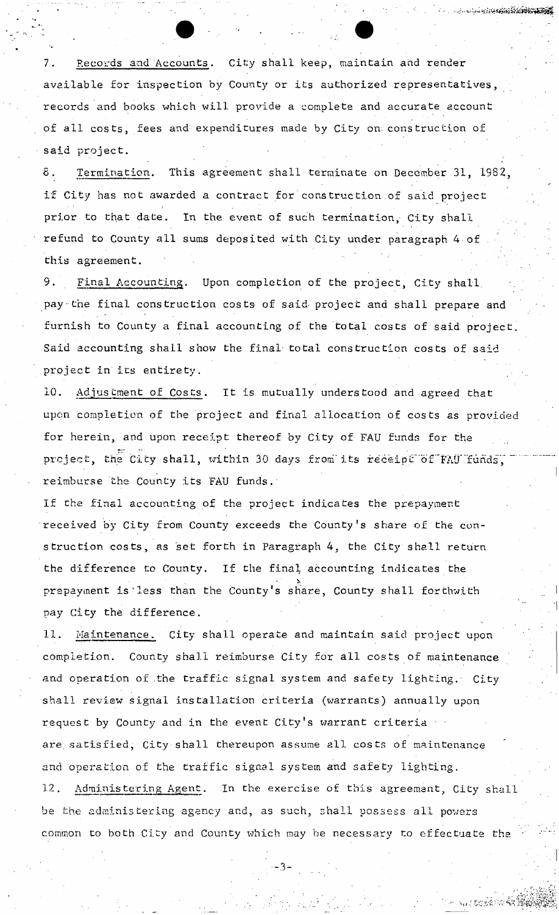7. Records and Accounts. City shall keep, maintain and render available for inspection by County or its authorized representatives, records and books which will provide a complete and accurate account of all costs, fees and expenditures made by City on construction of said project.

8. Termination. This agreement shall terminate on December 31, 1982, if City has not awarded a contract for construction of said project prior to that date. In the event of such termination, City shall refund to County all sums deposited with City under paragraph 4 of this agreement.

9. Final Accounting. Upon completion of the project, City shall pay the final construction costs of said project and shall prepare and furnish to County a final accounting of the total costs of said project. Said accounting shall show the final total construction costs of said project in its entirety.

10. Adjustment of Costs. It is mutually understood and agreed that upon completion of the project and final allocation of costs as provided for herein, and upon receipt thereof by City of FAU funds for the project, the City shall, within 30 days from its receipt of FAU funds, reimburse the County its FAU funds.

If the final accounting of the project indicates the prepayment received by City from County exceeds the County's share of the construction costs, as set forth in Paragraph 4, the City shall return the difference to County. If the final accounting indicates the prepayment is less than the County's share, County shall forthwith pay City the difference.

11. Maintenance. City shall operate and maintain said project upon completion. County shall reimburse City for all costs of maintenance and operation of the traffic signal system and safety lighting. City shall review signal installation criteria (warrants) annually upon request by County and in the event City's warrant criteria are satisfied, City shall thereupon assume all costs of maintenance and operation of the traffic signal system and safety lighting.

12. Administering Agent. In the exercise of this agreement, City shall be the administering agency and, as such, shall possess all powers common to both City and County which may be necessary to effectuate the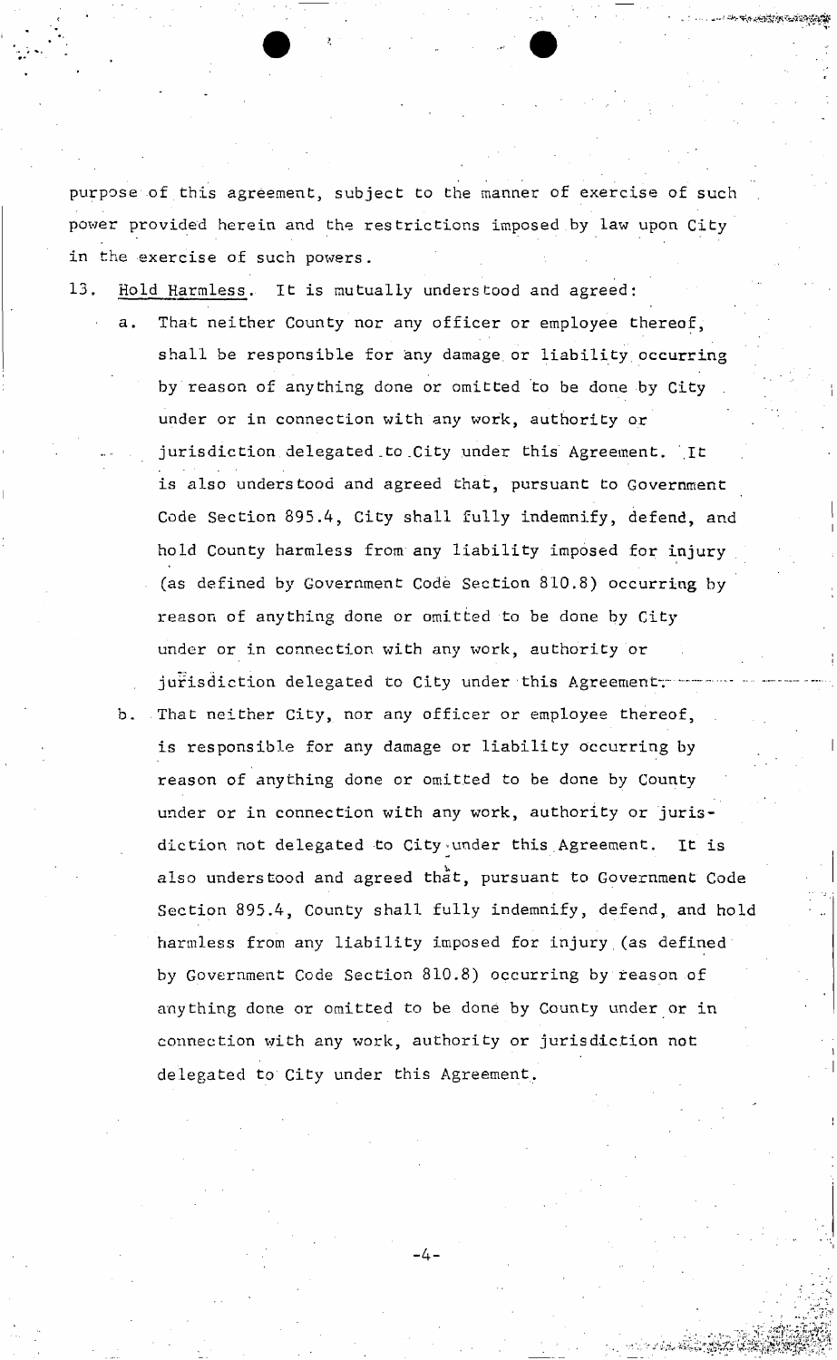purpose of this agreement, subject to the manner of exercise of such power provided herein and the restrictions imposed by law upon City in the exercise of such powers.

13. Hold Harmless. It is mutually understood and agreed:

   a. That neither County nor any officer or employee thereof, shall be responsible for any damage or liability occurring by reason of anything done or omitted to be done by City under or in connection with any work, authority or jurisdiction delegated to City under this Agreement. It is also understood and agreed that, pursuant to Government Code Section 895.4, City shall fully indemnify, defend, and hold County harmless from any liability imposed for injury (as defined by Government Code Section 810.8) occurring by reason of anything done or omitted to be done by City under or in connection with any work, authority or jurisdiction delegated to City under this Agreement.

   b. That neither City, nor any officer or employee thereof, is responsible for any damage or liability occurring by reason of anything done or omitted to be done by County under or in connection with any work, authority or jurisdiction not delegated to City under this Agreement. It is also understood and agreed that, pursuant to Government Code Section 895.4, County shall fully indemnify, defend, and hold harmless from any liability imposed for injury (as defined by Government Code Section 810.8) occurring by reason of anything done or omitted to be done by County under or in connection with any work, authority or jurisdiction not delegated to City under this Agreement.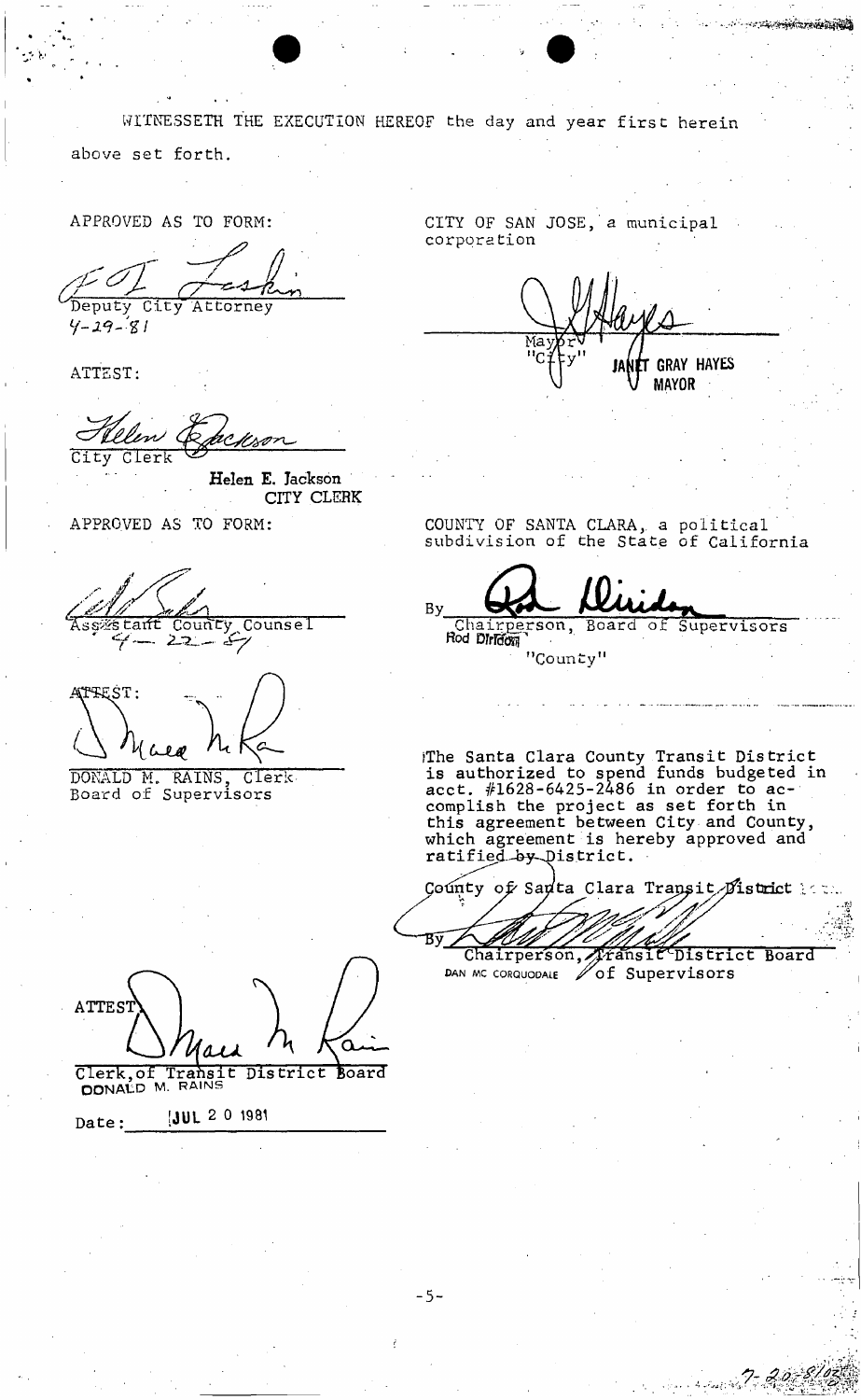WITNESSETH THE EXECUTION HEREOF the day and year first herein above set forth.

APPROVED AS TO FORM:

_________________________
Deputy City Attorney
4-29-81

ATTEST:

_________________________
City Clerk
Helen E. Jackson
CITY CLERK

CITY OF SAN JOSE, a municipal corporation

_________________________
Mayor
"City"
JANET GRAY HAYES
MAYOR

APPROVED AS TO FORM:

_________________________
Assistant County Counsel
4-22-81

ATTEST:

_________________________
DONALD M. RAINS, Clerk
Board of Supervisors

COUNTY OF SANTA CLARA, a political subdivision of the State of California

By _________________________
Chairperson, Board of Supervisors
Rod Diridon
"County"

The Santa Clara County Transit District is authorized to spend funds budgeted in acct. #1628-6425-2486 in order to accomplish the project as set forth in this agreement between City and County, which agreement is hereby approved and ratified by District.

County of Santa Clara Transit District

By _________________________
Chairperson, Transit District Board of Supervisors
DAN MC CORQUODALE

ATTEST

_________________________
Clerk, of Transit District Board
DONALD M. RAINS

Date: JUL 20 1981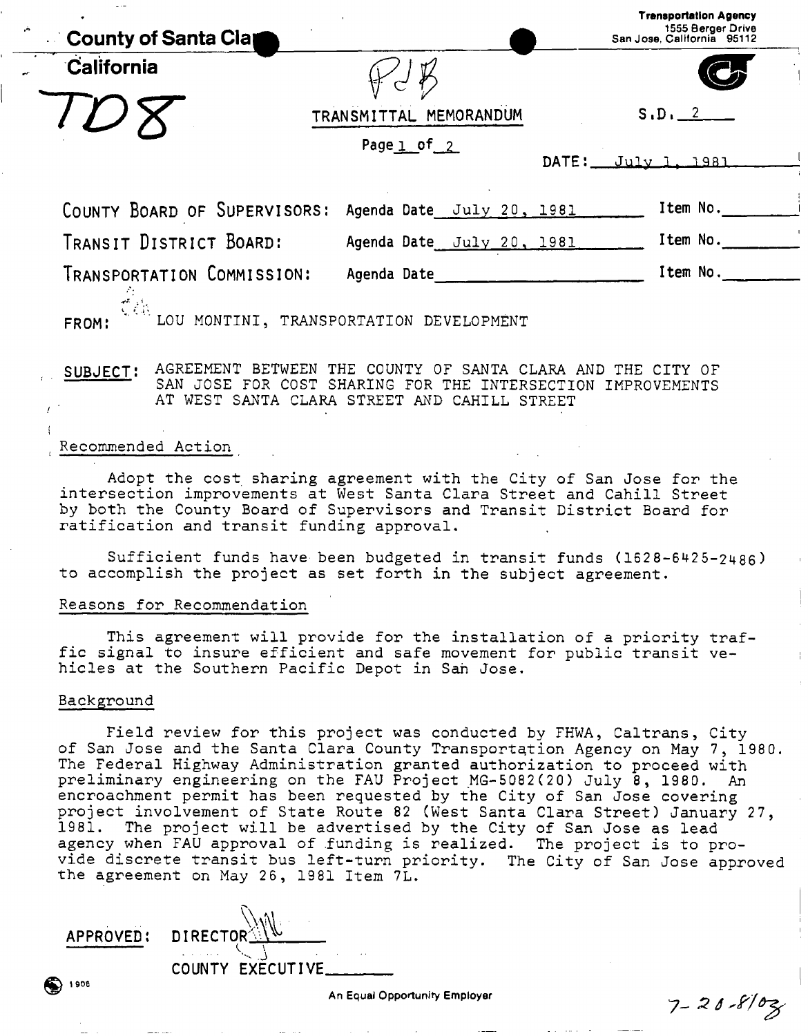County of Santa Clara
California

Transportation Agency
1555 Berger Drive
San Jose, California 95112

TD8

PJB

TRANSMITTAL MEMORANDUM

S.D. 2

DATE: July 1, 1981

| | | |
|---|---|---|
| COUNTY BOARD OF SUPERVISORS: | Agenda Date July 20, 1981 | Item No. |
| TRANSIT DISTRICT BOARD: | Agenda Date July 20, 1981 | Item No. |
| TRANSPORTATION COMMISSION: | Agenda Date | Item No. |

FROM: LOU MONTINI, TRANSPORTATION DEVELOPMENT

SUBJECT: AGREEMENT BETWEEN THE COUNTY OF SANTA CLARA AND THE CITY OF SAN JOSE FOR COST SHARING FOR THE INTERSECTION IMPROVEMENTS AT WEST SANTA CLARA STREET AND CAHILL STREET

Recommended Action

Adopt the cost sharing agreement with the City of San Jose for the intersection improvements at West Santa Clara Street and Cahill Street by both the County Board of Supervisors and Transit District Board for ratification and transit funding approval.

Sufficient funds have been budgeted in transit funds (1628-6425-2486) to accomplish the project as set forth in the subject agreement.

Reasons for Recommendation

This agreement will provide for the installation of a priority traffic signal to insure efficient and safe movement for public transit vehicles at the Southern Pacific Depot in San Jose.

Background

Field review for this project was conducted by FHWA, Caltrans, City of San Jose and the Santa Clara County Transportation Agency on May 7, 1980. The Federal Highway Administration granted authorization to proceed with preliminary engineering on the FAU Project MG-5082(20) July 8, 1980. An encroachment permit has been requested by the City of San Jose covering project involvement of State Route 82 (West Santa Clara Street) January 27, 1981. The project will be advertised by the City of San Jose as lead agency when FAU approval of funding is realized. The project is to provide discrete transit bus left-turn priority. The City of San Jose approved the agreement on May 26, 1981 Item 7L.

APPROVED: DIRECTOR

COUNTY EXECUTIVE

An Equal Opportunity Employer

7-20-81 03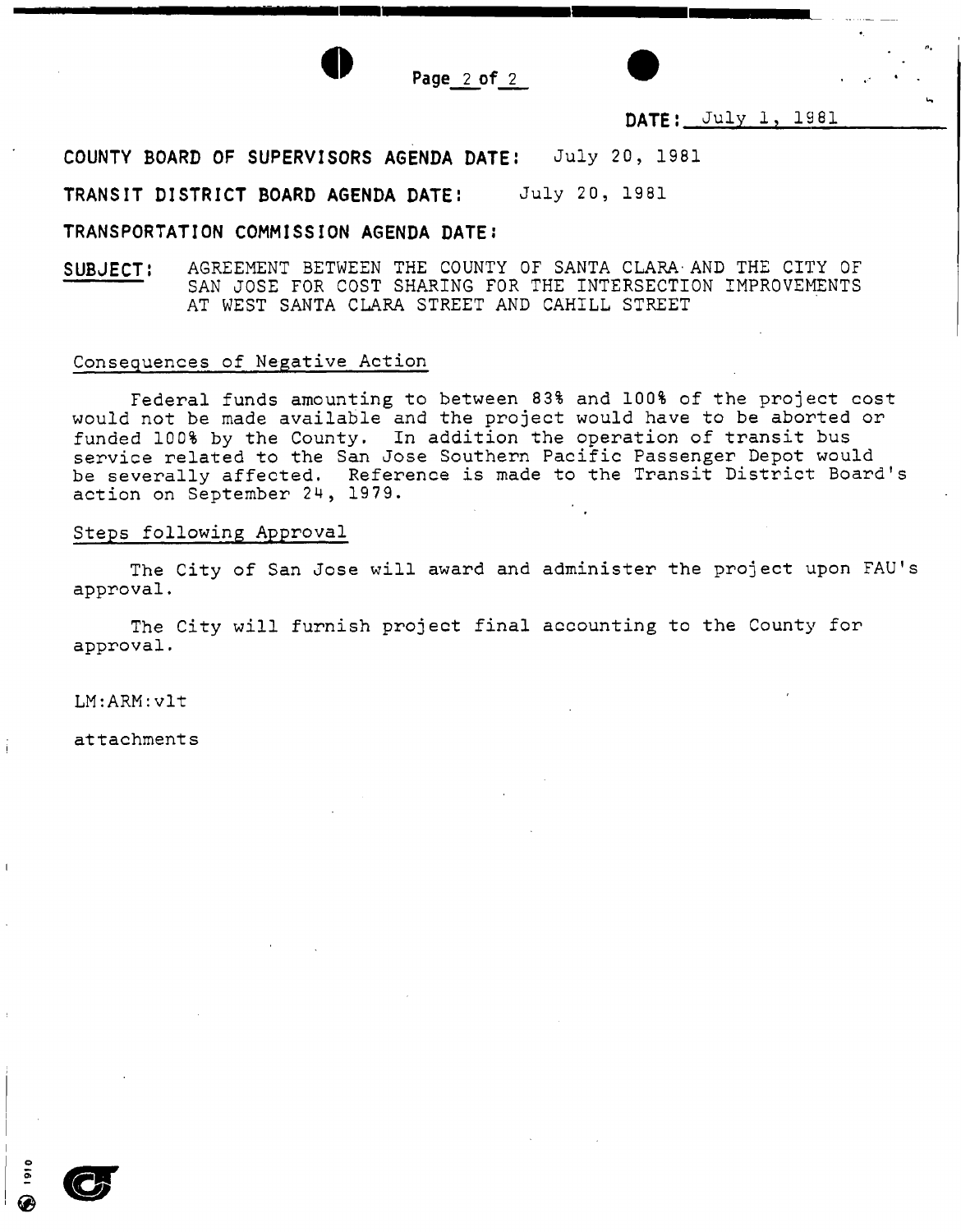**DATE:** July 1, 1981

**COUNTY BOARD OF SUPERVISORS AGENDA DATE:** July 20, 1981

**TRANSIT DISTRICT BOARD AGENDA DATE:** July 20, 1981

**TRANSPORTATION COMMISSION AGENDA DATE:**

**SUBJECT:** AGREEMENT BETWEEN THE COUNTY OF SANTA CLARA AND THE CITY OF SAN JOSE FOR COST SHARING FOR THE INTERSECTION IMPROVEMENTS AT WEST SANTA CLARA STREET AND CAHILL STREET

Consequences of Negative Action

Federal funds amounting to between 83% and 100% of the project cost would not be made available and the project would have to be aborted or funded 100% by the County. In addition the operation of transit bus service related to the San Jose Southern Pacific Passenger Depot would be severally affected. Reference is made to the Transit District Board's action on September 24, 1979.

Steps following Approval

The City of San Jose will award and administer the project upon FAU's approval.

The City will furnish project final accounting to the County for approval.

LM:ARM:vlt

attachments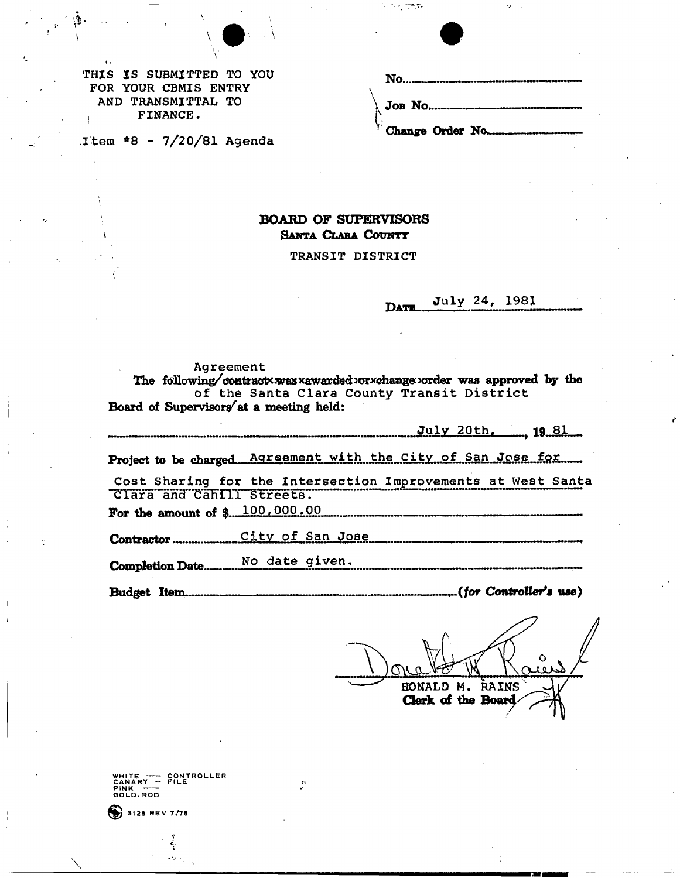THIS IS SUBMITTED TO YOU FOR YOUR CBMIS ENTRY AND TRANSMITTAL TO FINANCE.

Item *8 - 7/20/81 Agenda

No.

Job No.

Change Order No.

# BOARD OF SUPERVISORS

## SANTA CLARA COUNTY

TRANSIT DISTRICT

DATE July 24, 1981

The following Agreement ~~contract was awarded or change order~~ was approved by the Board of Supervisors of the Santa Clara County Transit District at a meeting held:

July 20th, 19 81

Project to be charged Agreement with the City of San Jose for Cost Sharing for the Intersection Improvements at West Santa Clara and Cahill Streets.

For the amount of $ 100,000.00

Contractor City of San Jose

Completion Date No date given.

Budget Item (*for Controller's use*)

DONALD M. RAINS
**Clerk of the Board**

WHITE ---- CONTROLLER
CANARY -- FILE
PINK ----
GOLD. ROD

3128 REV 7/76